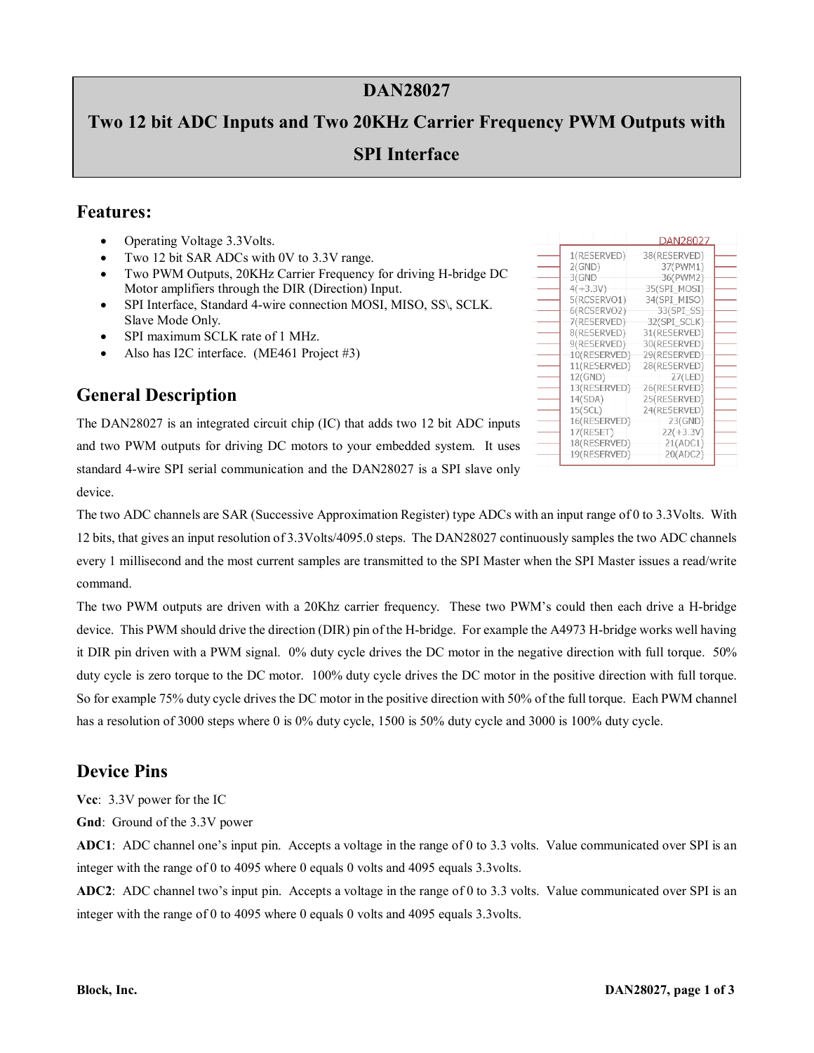# DAN28027

## Two 12 bit ADC Inputs and Two 20KHz Carrier Frequency PWM Outputs with SPI Interface

## Features:

- Operating Voltage 3.3Volts.
- Two 12 bit SAR ADCs with 0V to 3.3V range.
- Two PWM Outputs, 20KHz Carrier Frequency for driving H-bridge DC Motor amplifiers through the DIR (Direction) Input.
- SPI Interface, Standard 4-wire connection MOSI, MISO, SS\, SCLK. Slave Mode Only.
- SPI maximum SCLK rate of 1 MHz.
- Also has I2C interface. (ME461 Project #3)

| DAN28027 | |
|---|---|
| 1(RESERVED) | 38(RESERVED) |
| 2(GND) | 37(PWM1) |
| 3(GND | 36(PWM2) |
| 4(+3.3V) | 35(SPI_MOSI) |
| 5(RCSERVO1) | 34(SPI_MISO) |
| 6(RCSERVO2) | 33(SPI_SS) |
| 7(RESERVED) | 32(SPI_SCLK) |
| 8(RESERVED) | 31(RESERVED) |
| 9(RESERVED) | 30(RESERVED) |
| 10(RESERVED) | 29(RESERVED) |
| 11(RESERVED) | 28(RESERVED) |
| 12(GND) | 27(LED) |
| 13(RESERVED) | 26(RESERVED) |
| 14(SDA) | 25(RESERVED) |
| 15(SCL) | 24(RESERVED) |
| 16(RESERVED) | 23(GND) |
| 17(RESET) | 22(+3.3V) |
| 18(RESERVED) | 21(ADC1) |
| 19(RESERVED) | 20(ADC2) |

## General Description

The DAN28027 is an integrated circuit chip (IC) that adds two 12 bit ADC inputs and two PWM outputs for driving DC motors to your embedded system. It uses standard 4-wire SPI serial communication and the DAN28027 is a SPI slave only device.

The two ADC channels are SAR (Successive Approximation Register) type ADCs with an input range of 0 to 3.3Volts. With 12 bits, that gives an input resolution of 3.3Volts/4095.0 steps. The DAN28027 continuously samples the two ADC channels every 1 millisecond and the most current samples are transmitted to the SPI Master when the SPI Master issues a read/write command.

The two PWM outputs are driven with a 20Khz carrier frequency. These two PWM's could then each drive a H-bridge device. This PWM should drive the direction (DIR) pin of the H-bridge. For example the A4973 H-bridge works well having it DIR pin driven with a PWM signal. 0% duty cycle drives the DC motor in the negative direction with full torque. 50% duty cycle is zero torque to the DC motor. 100% duty cycle drives the DC motor in the positive direction with full torque. So for example 75% duty cycle drives the DC motor in the positive direction with 50% of the full torque. Each PWM channel has a resolution of 3000 steps where 0 is 0% duty cycle, 1500 is 50% duty cycle and 3000 is 100% duty cycle.

## Device Pins

**Vcc**: 3.3V power for the IC

**Gnd**: Ground of the 3.3V power

**ADC1**: ADC channel one's input pin. Accepts a voltage in the range of 0 to 3.3 volts. Value communicated over SPI is an integer with the range of 0 to 4095 where 0 equals 0 volts and 4095 equals 3.3volts.

**ADC2**: ADC channel two's input pin. Accepts a voltage in the range of 0 to 3.3 volts. Value communicated over SPI is an integer with the range of 0 to 4095 where 0 equals 0 volts and 4095 equals 3.3volts.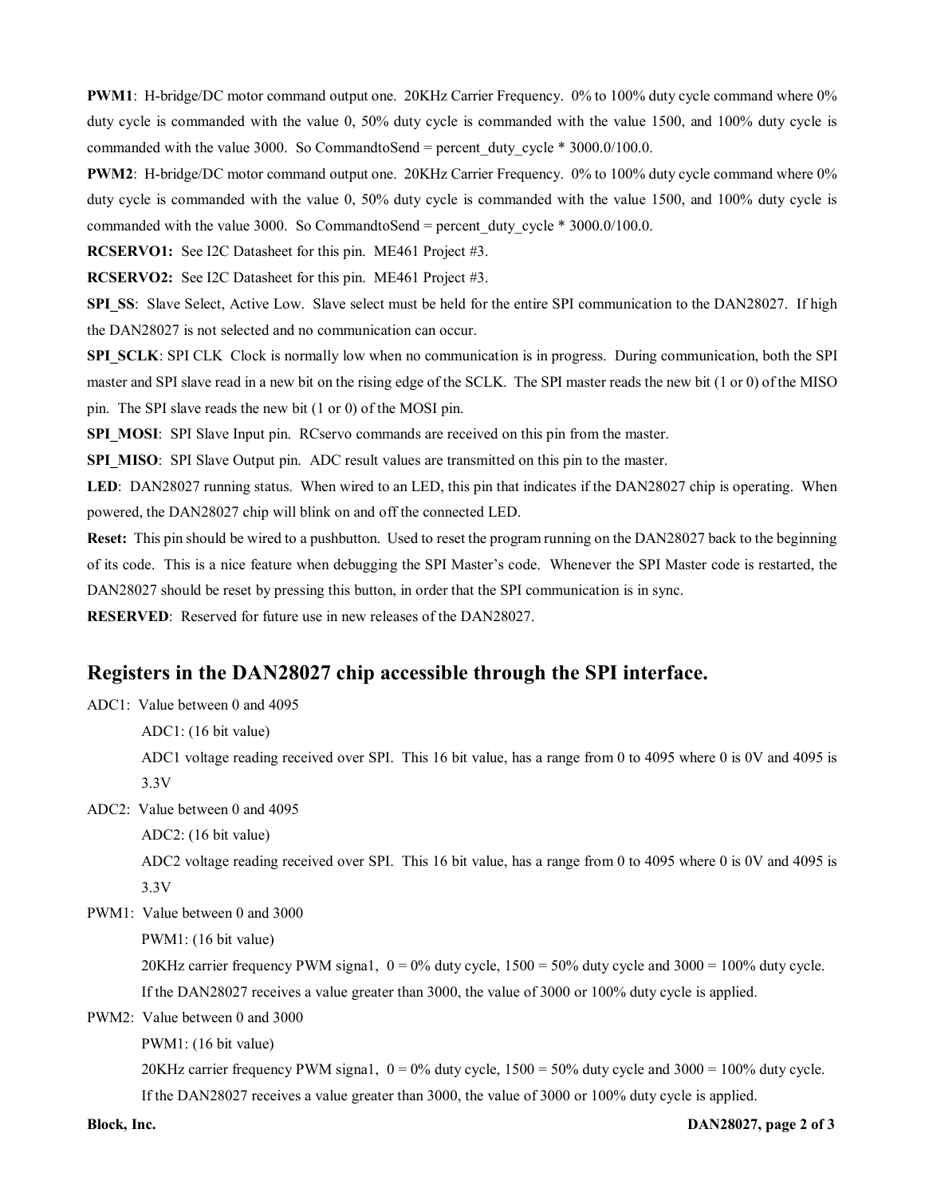**PWM1**: H-bridge/DC motor command output one. 20KHz Carrier Frequency. 0% to 100% duty cycle command where 0% duty cycle is commanded with the value 0, 50% duty cycle is commanded with the value 1500, and 100% duty cycle is commanded with the value 3000. So CommandtoSend = percent_duty_cycle * 3000.0/100.0.

**PWM2**: H-bridge/DC motor command output one. 20KHz Carrier Frequency. 0% to 100% duty cycle command where 0% duty cycle is commanded with the value 0, 50% duty cycle is commanded with the value 1500, and 100% duty cycle is commanded with the value 3000. So CommandtoSend = percent_duty_cycle * 3000.0/100.0.

**RCSERVO1:** See I2C Datasheet for this pin. ME461 Project #3.

**RCSERVO2:** See I2C Datasheet for this pin. ME461 Project #3.

**SPI_SS**: Slave Select, Active Low. Slave select must be held for the entire SPI communication to the DAN28027. If high the DAN28027 is not selected and no communication can occur.

**SPI_SCLK**: SPI CLK Clock is normally low when no communication is in progress. During communication, both the SPI master and SPI slave read in a new bit on the rising edge of the SCLK. The SPI master reads the new bit (1 or 0) of the MISO pin. The SPI slave reads the new bit (1 or 0) of the MOSI pin.

**SPI_MOSI**: SPI Slave Input pin. RCservo commands are received on this pin from the master.

**SPI_MISO**: SPI Slave Output pin. ADC result values are transmitted on this pin to the master.

**LED**: DAN28027 running status. When wired to an LED, this pin that indicates if the DAN28027 chip is operating. When powered, the DAN28027 chip will blink on and off the connected LED.

**Reset:** This pin should be wired to a pushbutton. Used to reset the program running on the DAN28027 back to the beginning of its code. This is a nice feature when debugging the SPI Master's code. Whenever the SPI Master code is restarted, the DAN28027 should be reset by pressing this button, in order that the SPI communication is in sync.

**RESERVED**: Reserved for future use in new releases of the DAN28027.

## Registers in the DAN28027 chip accessible through the SPI interface.

ADC1: Value between 0 and 4095

> ADC1: (16 bit value)
>
> ADC1 voltage reading received over SPI. This 16 bit value, has a range from 0 to 4095 where 0 is 0V and 4095 is 3.3V

ADC2: Value between 0 and 4095

> ADC2: (16 bit value)
>
> ADC2 voltage reading received over SPI. This 16 bit value, has a range from 0 to 4095 where 0 is 0V and 4095 is 3.3V

PWM1: Value between 0 and 3000

> PWM1: (16 bit value)
>
> 20KHz carrier frequency PWM signa1, 0 = 0% duty cycle, 1500 = 50% duty cycle and 3000 = 100% duty cycle.
>
> If the DAN28027 receives a value greater than 3000, the value of 3000 or 100% duty cycle is applied.

PWM2: Value between 0 and 3000

> PWM1: (16 bit value)
>
> 20KHz carrier frequency PWM signa1, 0 = 0% duty cycle, 1500 = 50% duty cycle and 3000 = 100% duty cycle.
>
> If the DAN28027 receives a value greater than 3000, the value of 3000 or 100% duty cycle is applied.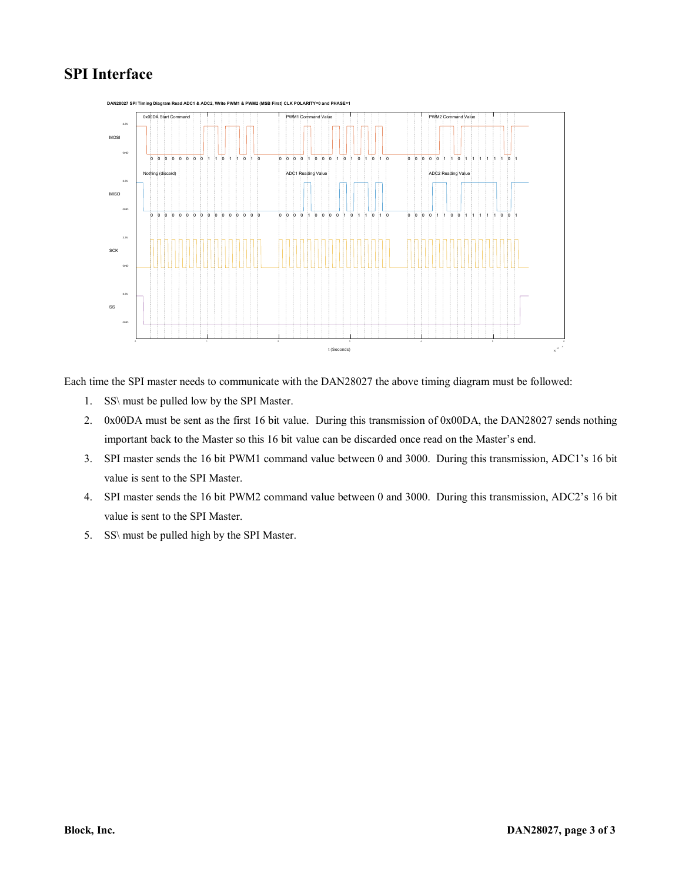## SPI Interface

DAN28027 SPI Timing Diagram Read ADC1 & ADC2, Write PWM1 & PWM2 (MSB First) CLK POLARITY=0 and PHASE=1

MOSI

0x00DA Start Command

0 0 0 0 0 0 0 0 1 1 0 1 1 0 1 0

PWM1 Command Value

0 0 0 0 1 0 0 0 1 0 1 0 1 0 1 0

PWM2 Command Value

0 0 0 0 0 1 1 0 1 1 1 1 1 1 0 1

MISO

Nothing (discard)

0 0 0 0 0 0 0 0 0 0 0 0 0 0 0 0

ADC1 Reading Value

0 0 0 0 1 0 0 0 0 1 0 1 1 0 1 0

ADC2 Reading Value

0 0 0 0 1 1 0 0 1 1 1 1 1 0 0 1

SCK

SS

t (Seconds)

Each time the SPI master needs to communicate with the DAN28027 the above timing diagram must be followed:

1. SS\ must be pulled low by the SPI Master.
2. 0x00DA must be sent as the first 16 bit value. During this transmission of 0x00DA, the DAN28027 sends nothing important back to the Master so this 16 bit value can be discarded once read on the Master's end.
3. SPI master sends the 16 bit PWM1 command value between 0 and 3000. During this transmission, ADC1's 16 bit value is sent to the SPI Master.
4. SPI master sends the 16 bit PWM2 command value between 0 and 3000. During this transmission, ADC2's 16 bit value is sent to the SPI Master.
5. SS\ must be pulled high by the SPI Master.